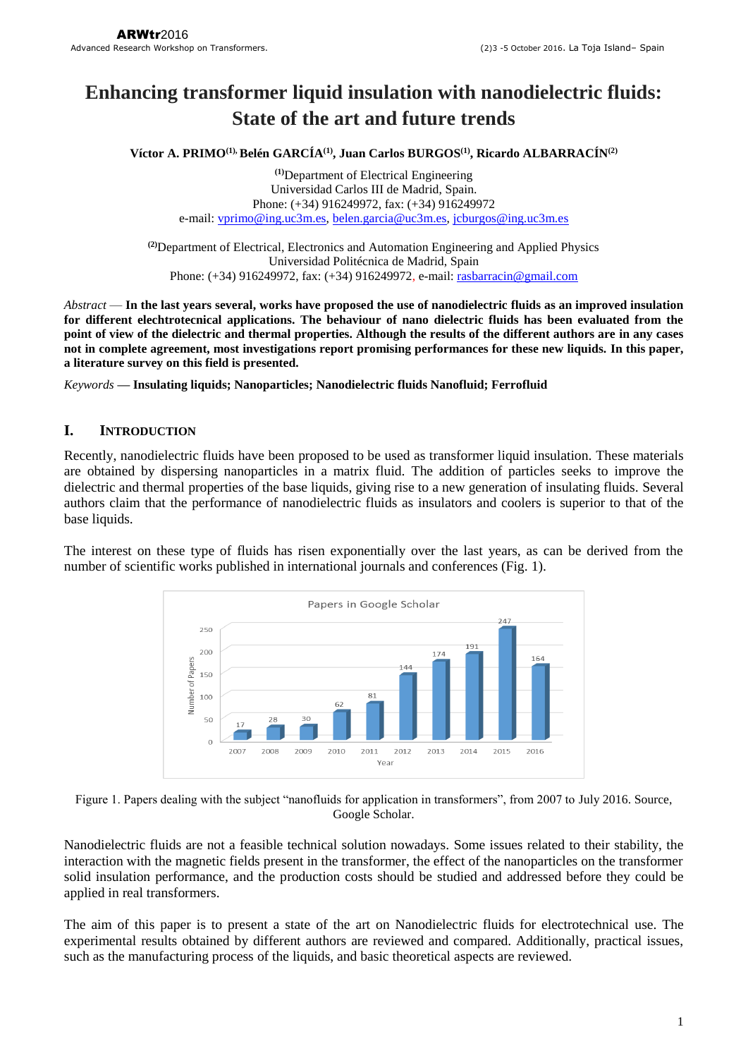# Enhancing transformer liquid insulation with nanodielectric fluids: State of the art and future trends

**Víctor A. PRIMO[(1)], Belén GARCÍA[(1)], Juan Carlos BURGOS[(1)], Ricardo ALBARRACÍN[(2)]**

[(1)]Department of Electrical Engineering
Universidad Carlos III de Madrid, Spain.
Phone: (+34) 916249972, fax: (+34) 916249972
e-mail: vprimo@ing.uc3m.es, belen.garcia@uc3m.es, jcburgos@ing.uc3m.es

[(2)]Department of Electrical, Electronics and Automation Engineering and Applied Physics
Universidad Politécnica de Madrid, Spain
Phone: (+34) 916249972, fax: (+34) 916249972, e-mail: rasbarracin@gmail.com

*Abstract* — **In the last years several, works have proposed the use of nanodielectric fluids as an improved insulation for different elechtrotecnical applications. The behaviour of nano dielectric fluids has been evaluated from the point of view of the dielectric and thermal properties. Although the results of the different authors are in any cases not in complete agreement, most investigations report promising performances for these new liquids. In this paper, a literature survey on this field is presented.**

*Keywords* — **Insulating liquids; Nanoparticles; Nanodielectric fluids Nanofluid; Ferrofluid**

## I. Introduction

Recently, nanodielectric fluids have been proposed to be used as transformer liquid insulation. These materials are obtained by dispersing nanoparticles in a matrix fluid. The addition of particles seeks to improve the dielectric and thermal properties of the base liquids, giving rise to a new generation of insulating fluids. Several authors claim that the performance of nanodielectric fluids as insulators and coolers is superior to that of the base liquids.

The interest on these type of fluids has risen exponentially over the last years, as can be derived from the number of scientific works published in international journals and conferences (Fig. 1).

| Year | 2007 | 2008 | 2009 | 2010 | 2011 | 2012 | 2013 | 2014 | 2015 | 2016 |
|---|---|---|---|---|---|---|---|---|---|---|
| Number of Papers | 17 | 28 | 30 | 62 | 81 | 144 | 174 | 191 | 247 | 164 |

Figure 1. Papers dealing with the subject "nanofluids for application in transformers", from 2007 to July 2016. Source, Google Scholar.

Nanodielectric fluids are not a feasible technical solution nowadays. Some issues related to their stability, the interaction with the magnetic fields present in the transformer, the effect of the nanoparticles on the transformer solid insulation performance, and the production costs should be studied and addressed before they could be applied in real transformers.

The aim of this paper is to present a state of the art on Nanodielectric fluids for electrotechnical use. The experimental results obtained by different authors are reviewed and compared. Additionally, practical issues, such as the manufacturing process of the liquids, and basic theoretical aspects are reviewed.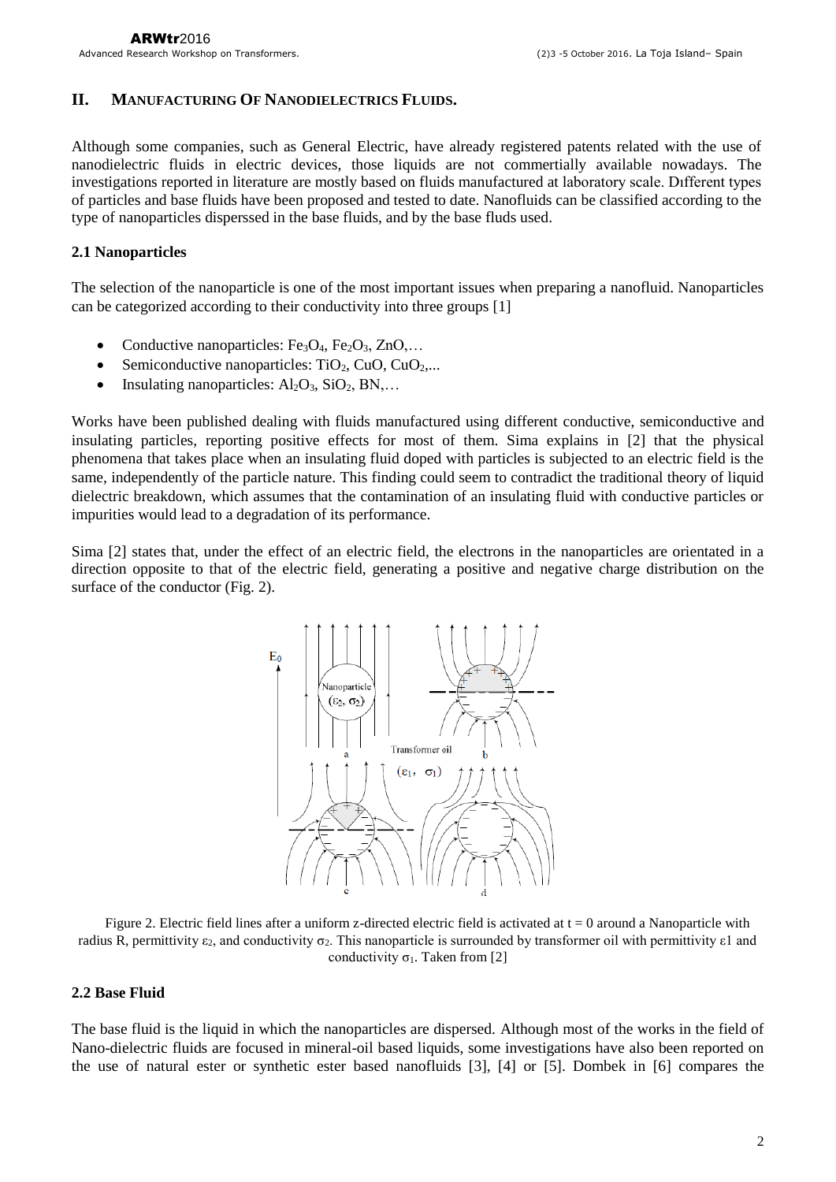## II. Manufacturing Of Nanodielectrics Fluids.

Although some companies, such as General Electric, have already registered patents related with the use of nanodielectric fluids in electric devices, those liquids are not commertially available nowadays. The investigations reported in literature are mostly based on fluids manufactured at laboratory scale. Dıfferent types of particles and base fluids have been proposed and tested to date. Nanofluids can be classified according to the type of nanoparticles disperssed in the base fluids, and by the base fluds used.

### 2.1 Nanoparticles

The selection of the nanoparticle is one of the most important issues when preparing a nanofluid. Nanoparticles can be categorized according to their conductivity into three groups [1]

- Conductive nanoparticles: $Fe_3O_4$, $Fe_2O_3$, ZnO,…
- Semiconductive nanoparticles: $TiO_2$, CuO, $CuO_2$,...
- Insulating nanoparticles: $Al_2O_3$, $SiO_2$, BN,…

Works have been published dealing with fluids manufactured using different conductive, semiconductive and insulating particles, reporting positive effects for most of them. Sima explains in [2] that the physical phenomena that takes place when an insulating fluid doped with particles is subjected to an electric field is the same, independently of the particle nature. This finding could seem to contradict the traditional theory of liquid dielectric breakdown, which assumes that the contamination of an insulating fluid with conductive particles or impurities would lead to a degradation of its performance.

Sima [2] states that, under the effect of an electric field, the electrons in the nanoparticles are orientated in a direction opposite to that of the electric field, generating a positive and negative charge distribution on the surface of the conductor (Fig. 2).

Figure 2. Electric field lines after a uniform z-directed electric field is activated at t = 0 around a Nanoparticle with radius R, permittivity $\varepsilon_2$, and conductivity $\sigma_2$. This nanoparticle is surrounded by transformer oil with permittivity $\varepsilon 1$ and conductivity $\sigma_1$. Taken from [2]

### 2.2 Base Fluid

The base fluid is the liquid in which the nanoparticles are dispersed. Although most of the works in the field of Nano-dielectric fluids are focused in mineral-oil based liquids, some investigations have also been reported on the use of natural ester or synthetic ester based nanofluids [3], [4] or [5]. Dombek in [6] compares the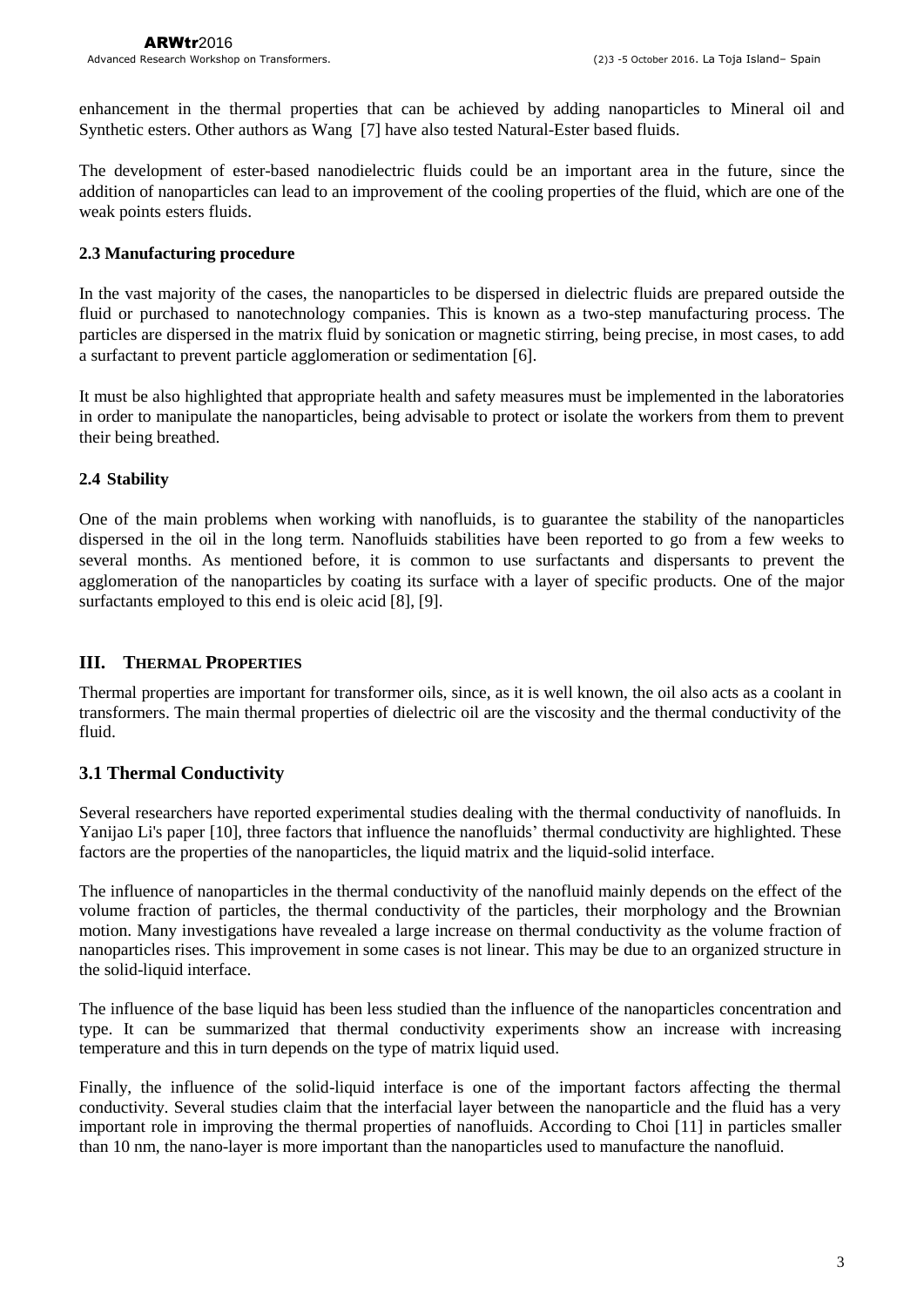enhancement in the thermal properties that can be achieved by adding nanoparticles to Mineral oil and Synthetic esters. Other authors as Wang [7] have also tested Natural-Ester based fluids.

The development of ester-based nanodielectric fluids could be an important area in the future, since the addition of nanoparticles can lead to an improvement of the cooling properties of the fluid, which are one of the weak points esters fluids.

### 2.3 Manufacturing procedure

In the vast majority of the cases, the nanoparticles to be dispersed in dielectric fluids are prepared outside the fluid or purchased to nanotechnology companies. This is known as a two-step manufacturing process. The particles are dispersed in the matrix fluid by sonication or magnetic stirring, being precise, in most cases, to add a surfactant to prevent particle agglomeration or sedimentation [6].

It must be also highlighted that appropriate health and safety measures must be implemented in the laboratories in order to manipulate the nanoparticles, being advisable to protect or isolate the workers from them to prevent their being breathed.

### 2.4 Stability

One of the main problems when working with nanofluids, is to guarantee the stability of the nanoparticles dispersed in the oil in the long term. Nanofluids stabilities have been reported to go from a few weeks to several months. As mentioned before, it is common to use surfactants and dispersants to prevent the agglomeration of the nanoparticles by coating its surface with a layer of specific products. One of the major surfactants employed to this end is oleic acid [8], [9].

## III. Thermal Properties

Thermal properties are important for transformer oils, since, as it is well known, the oil also acts as a coolant in transformers. The main thermal properties of dielectric oil are the viscosity and the thermal conductivity of the fluid.

### 3.1 Thermal Conductivity

Several researchers have reported experimental studies dealing with the thermal conductivity of nanofluids. In Yanijao Li's paper [10], three factors that influence the nanofluids' thermal conductivity are highlighted. These factors are the properties of the nanoparticles, the liquid matrix and the liquid-solid interface.

The influence of nanoparticles in the thermal conductivity of the nanofluid mainly depends on the effect of the volume fraction of particles, the thermal conductivity of the particles, their morphology and the Brownian motion. Many investigations have revealed a large increase on thermal conductivity as the volume fraction of nanoparticles rises. This improvement in some cases is not linear. This may be due to an organized structure in the solid-liquid interface.

The influence of the base liquid has been less studied than the influence of the nanoparticles concentration and type. It can be summarized that thermal conductivity experiments show an increase with increasing temperature and this in turn depends on the type of matrix liquid used.

Finally, the influence of the solid-liquid interface is one of the important factors affecting the thermal conductivity. Several studies claim that the interfacial layer between the nanoparticle and the fluid has a very important role in improving the thermal properties of nanofluids. According to Choi [11] in particles smaller than 10 nm, the nano-layer is more important than the nanoparticles used to manufacture the nanofluid.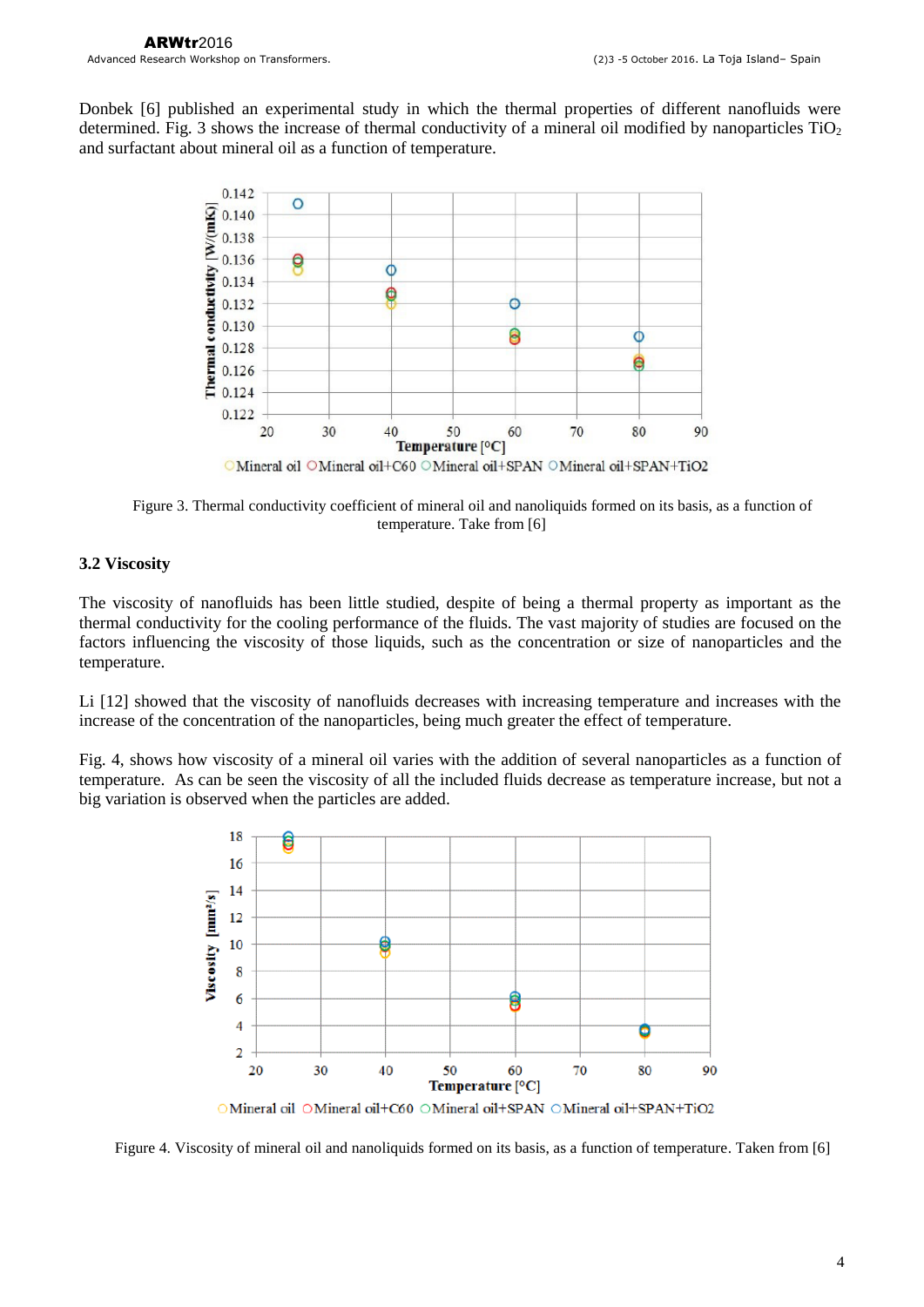Donbek [6] published an experimental study in which the thermal properties of different nanofluids were determined. Fig. 3 shows the increase of thermal conductivity of a mineral oil modified by nanoparticles $TiO_2$ and surfactant about mineral oil as a function of temperature.

Figure 3. Thermal conductivity coefficient of mineral oil and nanoliquids formed on its basis, as a function of temperature. Take from [6]

### 3.2 Viscosity

The viscosity of nanofluids has been little studied, despite of being a thermal property as important as the thermal conductivity for the cooling performance of the fluids. The vast majority of studies are focused on the factors influencing the viscosity of those liquids, such as the concentration or size of nanoparticles and the temperature.

Li [12] showed that the viscosity of nanofluids decreases with increasing temperature and increases with the increase of the concentration of the nanoparticles, being much greater the effect of temperature.

Fig. 4, shows how viscosity of a mineral oil varies with the addition of several nanoparticles as a function of temperature. As can be seen the viscosity of all the included fluids decrease as temperature increase, but not a big variation is observed when the particles are added.

Figure 4. Viscosity of mineral oil and nanoliquids formed on its basis, as a function of temperature. Taken from [6]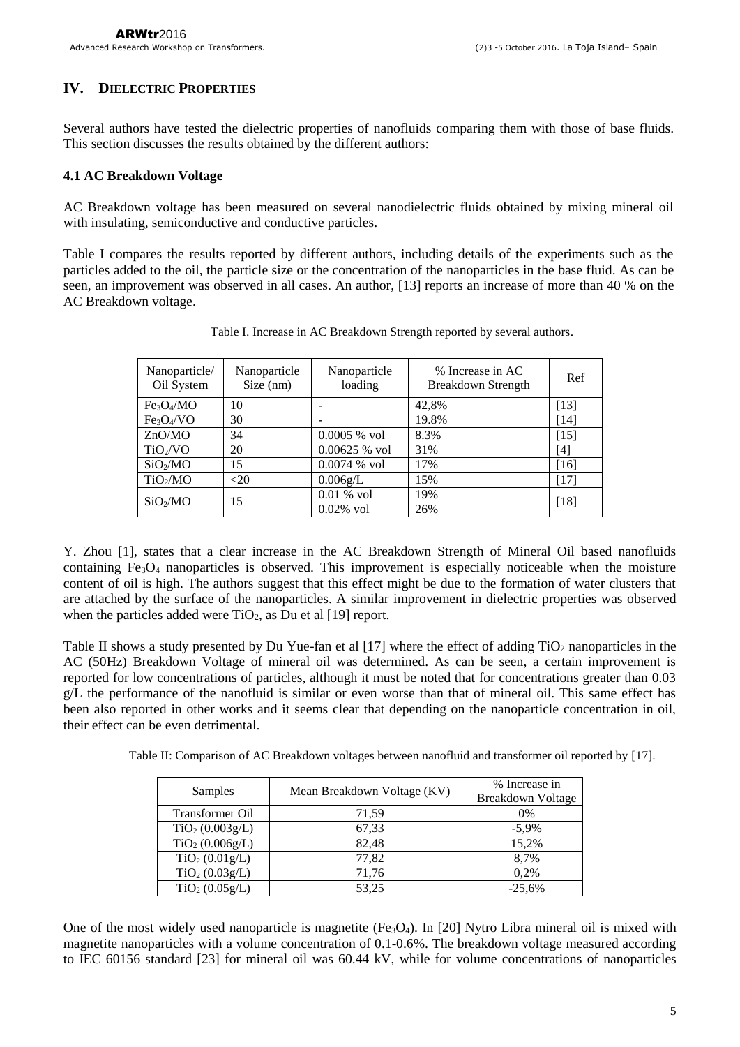## IV. Dielectric Properties

Several authors have tested the dielectric properties of nanofluids comparing them with those of base fluids. This section discusses the results obtained by the different authors:

### 4.1 AC Breakdown Voltage

AC Breakdown voltage has been measured on several nanodielectric fluids obtained by mixing mineral oil with insulating, semiconductive and conductive particles.

Table I compares the results reported by different authors, including details of the experiments such as the particles added to the oil, the particle size or the concentration of the nanoparticles in the base fluid. As can be seen, an improvement was observed in all cases. An author, [13] reports an increase of more than 40 % on the AC Breakdown voltage.

Table I. Increase in AC Breakdown Strength reported by several authors.

| Nanoparticle/ Oil System | Nanoparticle Size (nm) | Nanoparticle loading | % Increase in AC Breakdown Strength | Ref |
|---|---|---|---|---|
| $Fe_3O_4$/MO | 10 | - | 42,8% | [13] |
| $Fe_3O_4$/VO | 30 | - | 19.8% | [14] |
| ZnO/MO | 34 | 0.0005 % vol | 8.3% | [15] |
| $TiO_2$/VO | 20 | 0.00625 % vol | 31% | [4] |
| $SiO_2$/MO | 15 | 0.0074 % vol | 17% | [16] |
| $TiO_2$/MO | <20 | 0.006g/L | 15% | [17] |
| $SiO_2$/MO | 15 | 0.01 % vol<br>0.02% vol | 19%<br>26% | [18] |

Y. Zhou [1], states that a clear increase in the AC Breakdown Strength of Mineral Oil based nanofluids containing $Fe_3O_4$ nanoparticles is observed. This improvement is especially noticeable when the moisture content of oil is high. The authors suggest that this effect might be due to the formation of water clusters that are attached by the surface of the nanoparticles. A similar improvement in dielectric properties was observed when the particles added were $TiO_2$, as Du et al [19] report.

Table II shows a study presented by Du Yue-fan et al [17] where the effect of adding $TiO_2$ nanoparticles in the AC (50Hz) Breakdown Voltage of mineral oil was determined. As can be seen, a certain improvement is reported for low concentrations of particles, although it must be noted that for concentrations greater than 0.03 g/L the performance of the nanofluid is similar or even worse than that of mineral oil. This same effect has been also reported in other works and it seems clear that depending on the nanoparticle concentration in oil, their effect can be even detrimental.

Table II: Comparison of AC Breakdown voltages between nanofluid and transformer oil reported by [17].

| Samples | Mean Breakdown Voltage (KV) | % Increase in Breakdown Voltage |
|---|---|---|
| Transformer Oil | 71,59 | 0% |
| $TiO_2$ (0.003g/L) | 67,33 | -5,9% |
| $TiO_2$ (0.006g/L) | 82,48 | 15,2% |
| $TiO_2$ (0.01g/L) | 77,82 | 8,7% |
| $TiO_2$ (0.03g/L) | 71,76 | 0,2% |
| $TiO_2$ (0.05g/L) | 53,25 | -25,6% |

One of the most widely used nanoparticle is magnetite ($Fe_3O_4$). In [20] Nytro Libra mineral oil is mixed with magnetite nanoparticles with a volume concentration of 0.1-0.6%. The breakdown voltage measured according to IEC 60156 standard [23] for mineral oil was 60.44 kV, while for volume concentrations of nanoparticles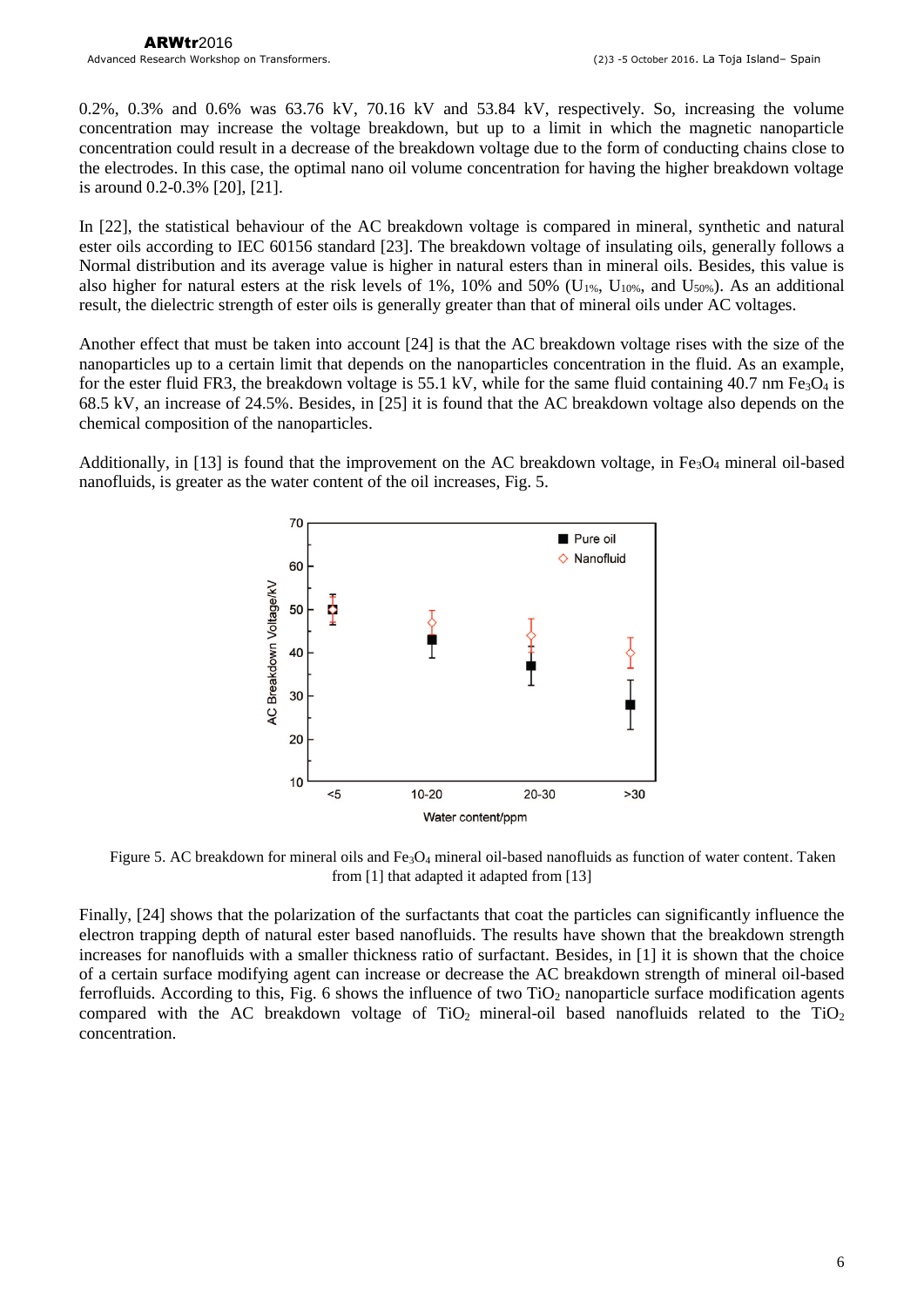0.2%, 0.3% and 0.6% was 63.76 kV, 70.16 kV and 53.84 kV, respectively. So, increasing the volume concentration may increase the voltage breakdown, but up to a limit in which the magnetic nanoparticle concentration could result in a decrease of the breakdown voltage due to the form of conducting chains close to the electrodes. In this case, the optimal nano oil volume concentration for having the higher breakdown voltage is around 0.2-0.3% [20], [21].

In [22], the statistical behaviour of the AC breakdown voltage is compared in mineral, synthetic and natural ester oils according to IEC 60156 standard [23]. The breakdown voltage of insulating oils, generally follows a Normal distribution and its average value is higher in natural esters than in mineral oils. Besides, this value is also higher for natural esters at the risk levels of 1%, 10% and 50% ($U_{1\%}$, $U_{10\%}$, and $U_{50\%}$). As an additional result, the dielectric strength of ester oils is generally greater than that of mineral oils under AC voltages.

Another effect that must be taken into account [24] is that the AC breakdown voltage rises with the size of the nanoparticles up to a certain limit that depends on the nanoparticles concentration in the fluid. As an example, for the ester fluid FR3, the breakdown voltage is 55.1 kV, while for the same fluid containing 40.7 nm $Fe_3O_4$ is 68.5 kV, an increase of 24.5%. Besides, in [25] it is found that the AC breakdown voltage also depends on the chemical composition of the nanoparticles.

Additionally, in [13] is found that the improvement on the AC breakdown voltage, in $Fe_3O_4$ mineral oil-based nanofluids, is greater as the water content of the oil increases, Fig. 5.

Figure 5. AC breakdown for mineral oils and $Fe_3O_4$ mineral oil-based nanofluids as function of water content. Taken from [1] that adapted it adapted from [13]

Finally, [24] shows that the polarization of the surfactants that coat the particles can significantly influence the electron trapping depth of natural ester based nanofluids. The results have shown that the breakdown strength increases for nanofluids with a smaller thickness ratio of surfactant. Besides, in [1] it is shown that the choice of a certain surface modifying agent can increase or decrease the AC breakdown strength of mineral oil-based ferrofluids. According to this, Fig. 6 shows the influence of two $TiO_2$ nanoparticle surface modification agents compared with the AC breakdown voltage of $TiO_2$ mineral-oil based nanofluids related to the $TiO_2$ concentration.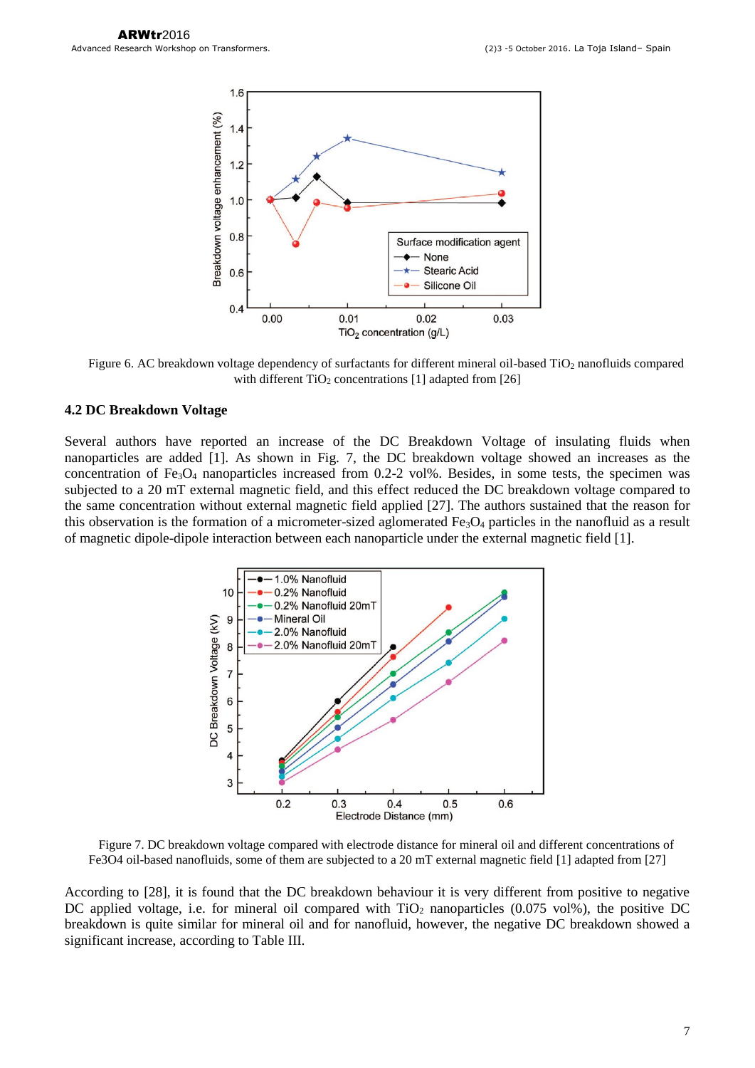Figure 6. AC breakdown voltage dependency of surfactants for different mineral oil-based $TiO_2$ nanofluids compared with different $TiO_2$ concentrations [1] adapted from [26]

### 4.2 DC Breakdown Voltage

Several authors have reported an increase of the DC Breakdown Voltage of insulating fluids when nanoparticles are added [1]. As shown in Fig. 7, the DC breakdown voltage showed an increases as the concentration of $Fe_3O_4$ nanoparticles increased from 0.2-2 vol%. Besides, in some tests, the specimen was subjected to a 20 mT external magnetic field, and this effect reduced the DC breakdown voltage compared to the same concentration without external magnetic field applied [27]. The authors sustained that the reason for this observation is the formation of a micrometer-sized aglomerated $Fe_3O_4$ particles in the nanofluid as a result of magnetic dipole-dipole interaction between each nanoparticle under the external magnetic field [1].

Figure 7. DC breakdown voltage compared with electrode distance for mineral oil and different concentrations of Fe3O4 oil-based nanofluids, some of them are subjected to a 20 mT external magnetic field [1] adapted from [27]

According to [28], it is found that the DC breakdown behaviour it is very different from positive to negative DC applied voltage, i.e. for mineral oil compared with $TiO_2$ nanoparticles (0.075 vol%), the positive DC breakdown is quite similar for mineral oil and for nanofluid, however, the negative DC breakdown showed a significant increase, according to Table III.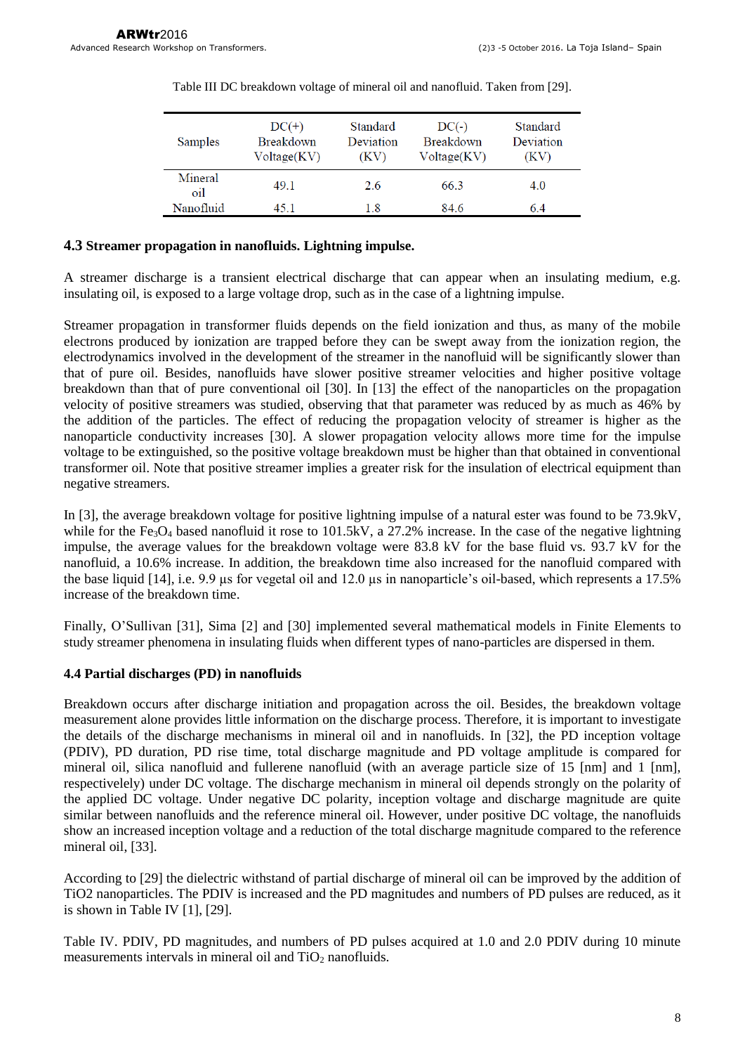Table III DC breakdown voltage of mineral oil and nanofluid. Taken from [29].

| Samples | DC(+) Breakdown Voltage(KV) | Standard Deviation (KV) | DC(-) Breakdown Voltage(KV) | Standard Deviation (KV) |
|---|---|---|---|---|
| Mineral oil | 49.1 | 2.6 | 66.3 | 4.0 |
| Nanofluid | 45.1 | 1.8 | 84.6 | 6.4 |

### 4.3 Streamer propagation in nanofluids. Lightning impulse.

A streamer discharge is a transient electrical discharge that can appear when an insulating medium, e.g. insulating oil, is exposed to a large voltage drop, such as in the case of a lightning impulse.

Streamer propagation in transformer fluids depends on the field ionization and thus, as many of the mobile electrons produced by ionization are trapped before they can be swept away from the ionization region, the electrodynamics involved in the development of the streamer in the nanofluid will be significantly slower than that of pure oil. Besides, nanofluids have slower positive streamer velocities and higher positive voltage breakdown than that of pure conventional oil [30]. In [13] the effect of the nanoparticles on the propagation velocity of positive streamers was studied, observing that that parameter was reduced by as much as 46% by the addition of the particles. The effect of reducing the propagation velocity of streamer is higher as the nanoparticle conductivity increases [30]. A slower propagation velocity allows more time for the impulse voltage to be extinguished, so the positive voltage breakdown must be higher than that obtained in conventional transformer oil. Note that positive streamer implies a greater risk for the insulation of electrical equipment than negative streamers.

In [3], the average breakdown voltage for positive lightning impulse of a natural ester was found to be 73.9kV, while for the $Fe_3O_4$ based nanofluid it rose to 101.5kV, a 27.2% increase. In the case of the negative lightning impulse, the average values for the breakdown voltage were 83.8 kV for the base fluid vs. 93.7 kV for the nanofluid, a 10.6% increase. In addition, the breakdown time also increased for the nanofluid compared with the base liquid [14], i.e. 9.9 µs for vegetal oil and 12.0 µs in nanoparticle's oil-based, which represents a 17.5% increase of the breakdown time.

Finally, O'Sullivan [31], Sima [2] and [30] implemented several mathematical models in Finite Elements to study streamer phenomena in insulating fluids when different types of nano-particles are dispersed in them.

### 4.4 Partial discharges (PD) in nanofluids

Breakdown occurs after discharge initiation and propagation across the oil. Besides, the breakdown voltage measurement alone provides little information on the discharge process. Therefore, it is important to investigate the details of the discharge mechanisms in mineral oil and in nanofluids. In [32], the PD inception voltage (PDIV), PD duration, PD rise time, total discharge magnitude and PD voltage amplitude is compared for mineral oil, silica nanofluid and fullerene nanofluid (with an average particle size of 15 [nm] and 1 [nm], respectivelely) under DC voltage. The discharge mechanism in mineral oil depends strongly on the polarity of the applied DC voltage. Under negative DC polarity, inception voltage and discharge magnitude are quite similar between nanofluids and the reference mineral oil. However, under positive DC voltage, the nanofluids show an increased inception voltage and a reduction of the total discharge magnitude compared to the reference mineral oil, [33].

According to [29] the dielectric withstand of partial discharge of mineral oil can be improved by the addition of TiO2 nanoparticles. The PDIV is increased and the PD magnitudes and numbers of PD pulses are reduced, as it is shown in Table IV [1], [29].

Table IV. PDIV, PD magnitudes, and numbers of PD pulses acquired at 1.0 and 2.0 PDIV during 10 minute measurements intervals in mineral oil and $TiO_2$ nanofluids.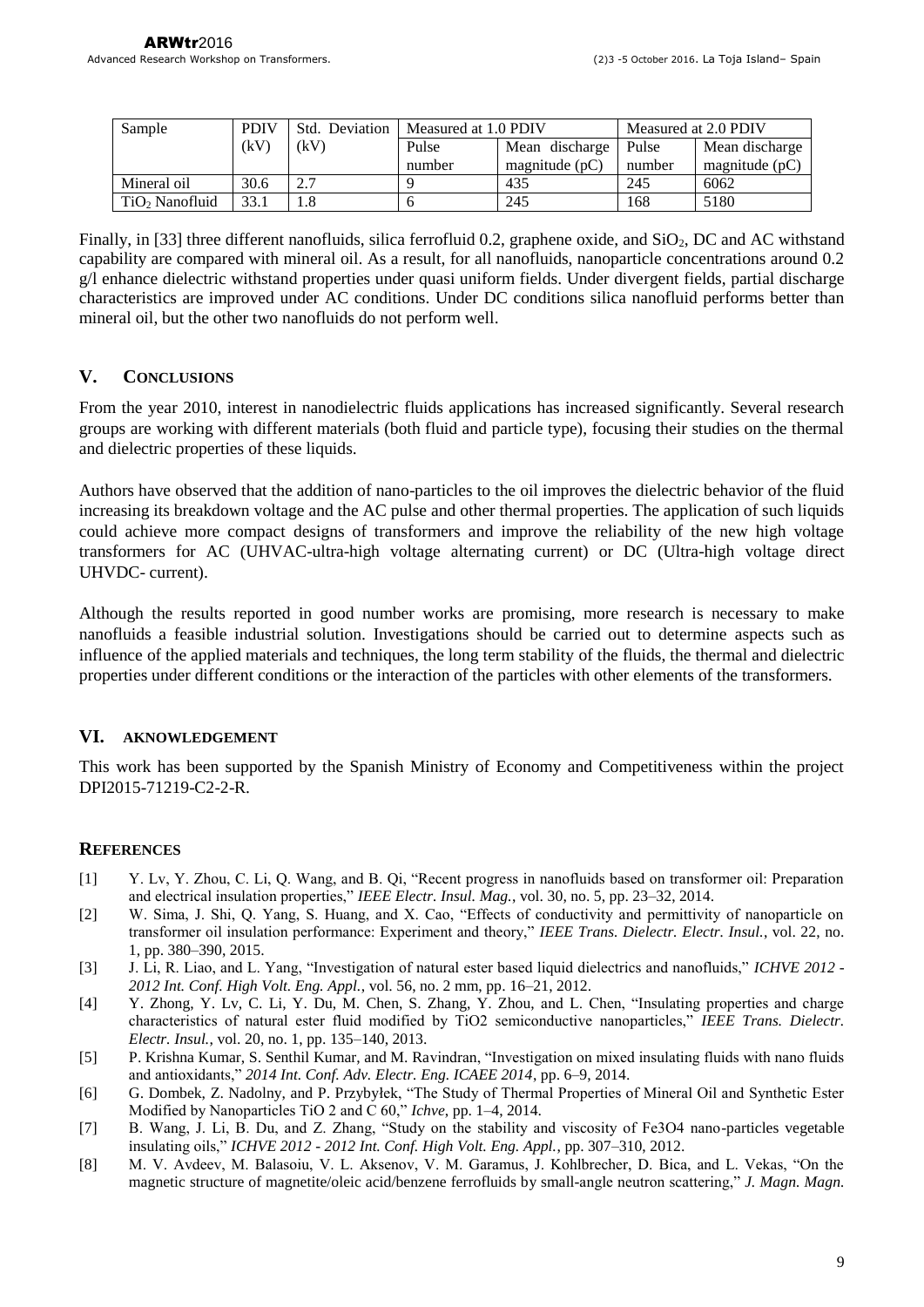| Sample | PDIV (kV) | Std. Deviation (kV) | Measured at 1.0 PDIV | | Measured at 2.0 PDIV | |
|---|---|---|---|---|---|---|
| | | | Pulse number | Mean discharge magnitude (pC) | Pulse number | Mean discharge magnitude (pC) |
| Mineral oil | 30.6 | 2.7 | 9 | 435 | 245 | 6062 |
| $TiO_2$ Nanofluid | 33.1 | 1.8 | 6 | 245 | 168 | 5180 |

Finally, in [33] three different nanofluids, silica ferrofluid 0.2, graphene oxide, and $SiO_2$, DC and AC withstand capability are compared with mineral oil. As a result, for all nanofluids, nanoparticle concentrations around 0.2 g/l enhance dielectric withstand properties under quasi uniform fields. Under divergent fields, partial discharge characteristics are improved under AC conditions. Under DC conditions silica nanofluid performs better than mineral oil, but the other two nanofluids do not perform well.

## V. CONCLUSIONS

From the year 2010, interest in nanodielectric fluids applications has increased significantly. Several research groups are working with different materials (both fluid and particle type), focusing their studies on the thermal and dielectric properties of these liquids.

Authors have observed that the addition of nano-particles to the oil improves the dielectric behavior of the fluid increasing its breakdown voltage and the AC pulse and other thermal properties. The application of such liquids could achieve more compact designs of transformers and improve the reliability of the new high voltage transformers for AC (UHVAC-ultra-high voltage alternating current) or DC (Ultra-high voltage direct UHVDC- current).

Although the results reported in good number works are promising, more research is necessary to make nanofluids a feasible industrial solution. Investigations should be carried out to determine aspects such as influence of the applied materials and techniques, the long term stability of the fluids, the thermal and dielectric properties under different conditions or the interaction of the particles with other elements of the transformers.

## VI. AKNOWLEDGEMENT

This work has been supported by the Spanish Ministry of Economy and Competitiveness within the project DPI2015-71219-C2-2-R.

## REFERENCES

[1] Y. Lv, Y. Zhou, C. Li, Q. Wang, and B. Qi, "Recent progress in nanofluids based on transformer oil: Preparation and electrical insulation properties," *IEEE Electr. Insul. Mag.*, vol. 30, no. 5, pp. 23–32, 2014.

[2] W. Sima, J. Shi, Q. Yang, S. Huang, and X. Cao, "Effects of conductivity and permittivity of nanoparticle on transformer oil insulation performance: Experiment and theory," *IEEE Trans. Dielectr. Electr. Insul.*, vol. 22, no. 1, pp. 380–390, 2015.

[3] J. Li, R. Liao, and L. Yang, "Investigation of natural ester based liquid dielectrics and nanofluids," *ICHVE 2012 - 2012 Int. Conf. High Volt. Eng. Appl.*, vol. 56, no. 2 mm, pp. 16–21, 2012.

[4] Y. Zhong, Y. Lv, C. Li, Y. Du, M. Chen, S. Zhang, Y. Zhou, and L. Chen, "Insulating properties and charge characteristics of natural ester fluid modified by TiO2 semiconductive nanoparticles," *IEEE Trans. Dielectr. Electr. Insul.*, vol. 20, no. 1, pp. 135–140, 2013.

[5] P. Krishna Kumar, S. Senthil Kumar, and M. Ravindran, "Investigation on mixed insulating fluids with nano fluids and antioxidants," *2014 Int. Conf. Adv. Electr. Eng. ICAEE 2014*, pp. 6–9, 2014.

[6] G. Dombek, Z. Nadolny, and P. Przybyłek, "The Study of Thermal Properties of Mineral Oil and Synthetic Ester Modified by Nanoparticles TiO 2 and C 60," *Ichve*, pp. 1–4, 2014.

[7] B. Wang, J. Li, B. Du, and Z. Zhang, "Study on the stability and viscosity of Fe3O4 nano-particles vegetable insulating oils," *ICHVE 2012 - 2012 Int. Conf. High Volt. Eng. Appl.*, pp. 307–310, 2012.

[8] M. V. Avdeev, M. Balasoiu, V. L. Aksenov, V. M. Garamus, J. Kohlbrecher, D. Bica, and L. Vekas, "On the magnetic structure of magnetite/oleic acid/benzene ferrofluids by small-angle neutron scattering," *J. Magn. Magn.*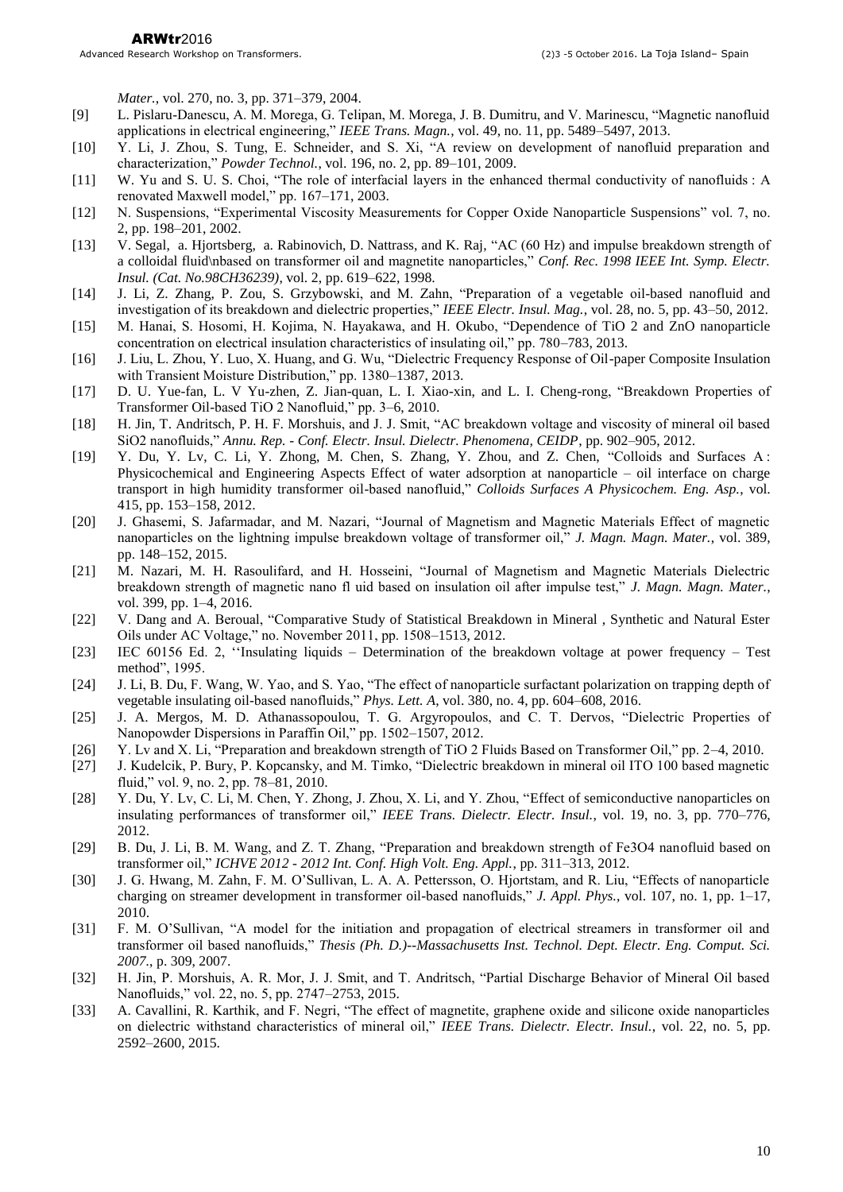*Mater.*, vol. 270, no. 3, pp. 371–379, 2004.

[9] L. Pislaru-Danescu, A. M. Morega, G. Telipan, M. Morega, J. B. Dumitru, and V. Marinescu, "Magnetic nanofluid applications in electrical engineering," *IEEE Trans. Magn.*, vol. 49, no. 11, pp. 5489–5497, 2013.

[10] Y. Li, J. Zhou, S. Tung, E. Schneider, and S. Xi, "A review on development of nanofluid preparation and characterization," *Powder Technol.*, vol. 196, no. 2, pp. 89–101, 2009.

[11] W. Yu and S. U. S. Choi, "The role of interfacial layers in the enhanced thermal conductivity of nanofluids : A renovated Maxwell model," pp. 167–171, 2003.

[12] N. Suspensions, "Experimental Viscosity Measurements for Copper Oxide Nanoparticle Suspensions" vol. 7, no. 2, pp. 198–201, 2002.

[13] V. Segal, a. Hjortsberg, a. Rabinovich, D. Nattrass, and K. Raj, "AC (60 Hz) and impulse breakdown strength of a colloidal fluid\nbased on transformer oil and magnetite nanoparticles," *Conf. Rec. 1998 IEEE Int. Symp. Electr. Insul. (Cat. No.98CH36239)*, vol. 2, pp. 619–622, 1998.

[14] J. Li, Z. Zhang, P. Zou, S. Grzybowski, and M. Zahn, "Preparation of a vegetable oil-based nanofluid and investigation of its breakdown and dielectric properties," *IEEE Electr. Insul. Mag.*, vol. 28, no. 5, pp. 43–50, 2012.

[15] M. Hanai, S. Hosomi, H. Kojima, N. Hayakawa, and H. Okubo, "Dependence of TiO 2 and ZnO nanoparticle concentration on electrical insulation characteristics of insulating oil," pp. 780–783, 2013.

[16] J. Liu, L. Zhou, Y. Luo, X. Huang, and G. Wu, "Dielectric Frequency Response of Oil-paper Composite Insulation with Transient Moisture Distribution," pp. 1380–1387, 2013.

[17] D. U. Yue-fan, L. V Yu-zhen, Z. Jian-quan, L. I. Xiao-xin, and L. I. Cheng-rong, "Breakdown Properties of Transformer Oil-based TiO 2 Nanofluid," pp. 3–6, 2010.

[18] H. Jin, T. Andritsch, P. H. F. Morshuis, and J. J. Smit, "AC breakdown voltage and viscosity of mineral oil based SiO2 nanofluids," *Annu. Rep. - Conf. Electr. Insul. Dielectr. Phenomena, CEIDP*, pp. 902–905, 2012.

[19] Y. Du, Y. Lv, C. Li, Y. Zhong, M. Chen, S. Zhang, Y. Zhou, and Z. Chen, "Colloids and Surfaces A : Physicochemical and Engineering Aspects Effect of water adsorption at nanoparticle – oil interface on charge transport in high humidity transformer oil-based nanofluid," *Colloids Surfaces A Physicochem. Eng. Asp.*, vol. 415, pp. 153–158, 2012.

[20] J. Ghasemi, S. Jafarmadar, and M. Nazari, "Journal of Magnetism and Magnetic Materials Effect of magnetic nanoparticles on the lightning impulse breakdown voltage of transformer oil," *J. Magn. Magn. Mater.*, vol. 389, pp. 148–152, 2015.

[21] M. Nazari, M. H. Rasoulifard, and H. Hosseini, "Journal of Magnetism and Magnetic Materials Dielectric breakdown strength of magnetic nano fl uid based on insulation oil after impulse test," *J. Magn. Magn. Mater.*, vol. 399, pp. 1–4, 2016.

[22] V. Dang and A. Beroual, "Comparative Study of Statistical Breakdown in Mineral , Synthetic and Natural Ester Oils under AC Voltage," no. November 2011, pp. 1508–1513, 2012.

[23] IEC 60156 Ed. 2, ''Insulating liquids – Determination of the breakdown voltage at power frequency – Test method", 1995.

[24] J. Li, B. Du, F. Wang, W. Yao, and S. Yao, "The effect of nanoparticle surfactant polarization on trapping depth of vegetable insulating oil-based nanofluids," *Phys. Lett. A*, vol. 380, no. 4, pp. 604–608, 2016.

[25] J. A. Mergos, M. D. Athanassopoulou, T. G. Argyropoulos, and C. T. Dervos, "Dielectric Properties of Nanopowder Dispersions in Paraffin Oil," pp. 1502–1507, 2012.

[26] Y. Lv and X. Li, "Preparation and breakdown strength of TiO 2 Fluids Based on Transformer Oil," pp. 2–4, 2010.

[27] J. Kudelcik, P. Bury, P. Kopcansky, and M. Timko, "Dielectric breakdown in mineral oil ITO 100 based magnetic fluid," vol. 9, no. 2, pp. 78–81, 2010.

[28] Y. Du, Y. Lv, C. Li, M. Chen, Y. Zhong, J. Zhou, X. Li, and Y. Zhou, "Effect of semiconductive nanoparticles on insulating performances of transformer oil," *IEEE Trans. Dielectr. Electr. Insul.*, vol. 19, no. 3, pp. 770–776, 2012.

[29] B. Du, J. Li, B. M. Wang, and Z. T. Zhang, "Preparation and breakdown strength of Fe3O4 nanofluid based on transformer oil," *ICHVE 2012 - 2012 Int. Conf. High Volt. Eng. Appl.*, pp. 311–313, 2012.

[30] J. G. Hwang, M. Zahn, F. M. O'Sullivan, L. A. A. Pettersson, O. Hjortstam, and R. Liu, "Effects of nanoparticle charging on streamer development in transformer oil-based nanofluids," *J. Appl. Phys.*, vol. 107, no. 1, pp. 1–17, 2010.

[31] F. M. O'Sullivan, "A model for the initiation and propagation of electrical streamers in transformer oil and transformer oil based nanofluids," *Thesis (Ph. D.)--Massachusetts Inst. Technol. Dept. Electr. Eng. Comput. Sci. 2007.*, p. 309, 2007.

[32] H. Jin, P. Morshuis, A. R. Mor, J. J. Smit, and T. Andritsch, "Partial Discharge Behavior of Mineral Oil based Nanofluids," vol. 22, no. 5, pp. 2747–2753, 2015.

[33] A. Cavallini, R. Karthik, and F. Negri, "The effect of magnetite, graphene oxide and silicone oxide nanoparticles on dielectric withstand characteristics of mineral oil," *IEEE Trans. Dielectr. Electr. Insul.*, vol. 22, no. 5, pp. 2592–2600, 2015.